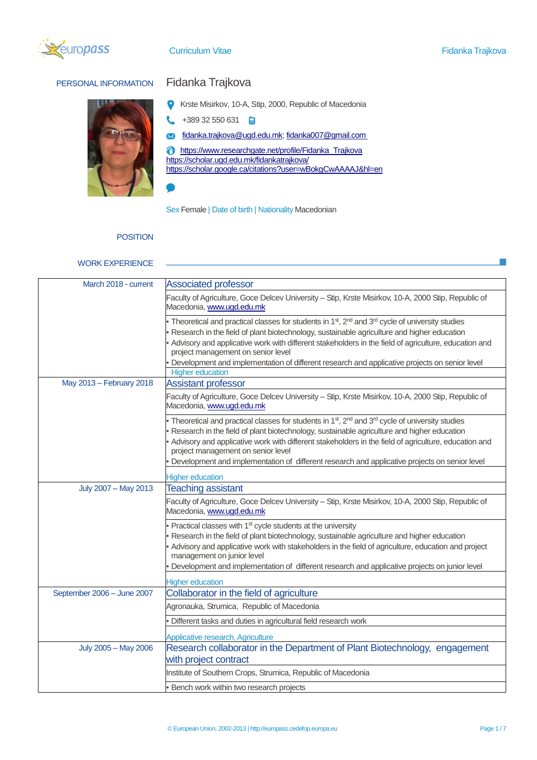Curriculum Vitae

## PERSONAL INFORMATION

# Fidanka Trajkova

Krste Misirkov, 10-A, Stip, 2000, Republic of Macedonia

+389 32 550 631

fidanka.trajkova@ugd.edu.mk; fidanka007@gmail.com

https://www.researchgate.net/profile/Fidanka_Trajkova
https://scholar.ugd.edu.mk/fidankatrajkova/
https://scholar.google.ca/citations?user=wBokqCwAAAAJ&hl=en

Sex Female | Date of birth | Nationality Macedonian

## POSITION

## WORK EXPERIENCE

**March 2018 - current** — **Associated professor**

Faculty of Agriculture, Goce Delcev University – Stip, Krste Misirkov, 10-A, 2000 Stip, Republic of Macedonia, www.ugd.edu.mk

- Theoretical and practical classes for students in 1st, 2nd and 3rd cycle of university studies
- Research in the field of plant biotechnology, sustainable agriculture and higher education
- Advisory and applicative work with different stakeholders in the field of agriculture, education and project management on senior level
- Development and implementation of different research and applicative projects on senior level

Higher education

**May 2013 – February 2018** — **Assistant professor**

Faculty of Agriculture, Goce Delcev University – Stip, Krste Misirkov, 10-A, 2000 Stip, Republic of Macedonia, www.ugd.edu.mk

- Theoretical and practical classes for students in 1st, 2nd and 3rd cycle of university studies
- Research in the field of plant biotechnology, sustainable agriculture and higher education
- Advisory and applicative work with different stakeholders in the field of agriculture, education and project management on senior level
- Development and implementation of different research and applicative projects on senior level

Higher education

**July 2007 – May 2013** — **Teaching assistant**

Faculty of Agriculture, Goce Delcev University – Stip, Krste Misirkov, 10-A, 2000 Stip, Republic of Macedonia, www.ugd.edu.mk

- Practical classes with 1st cycle students at the university
- Research in the field of plant biotechnology, sustainable agriculture and higher education
- Advisory and applicative work with stakeholders in the field of agriculture, education and project management on junior level
- Development and implementation of different research and applicative projects on junior level

Higher education

**September 2006 – June 2007** — **Collaborator in the field of agriculture**

Agronauka, Strumica, Republic of Macedonia

- Different tasks and duties in agricultural field research work

Applicative research, Agriculture

**July 2005 – May 2006** — **Research collaborator in the Department of Plant Biotechnology, engagement with project contract**

Institute of Southern Crops, Strumica, Republic of Macedonia

- Bench work within two research projects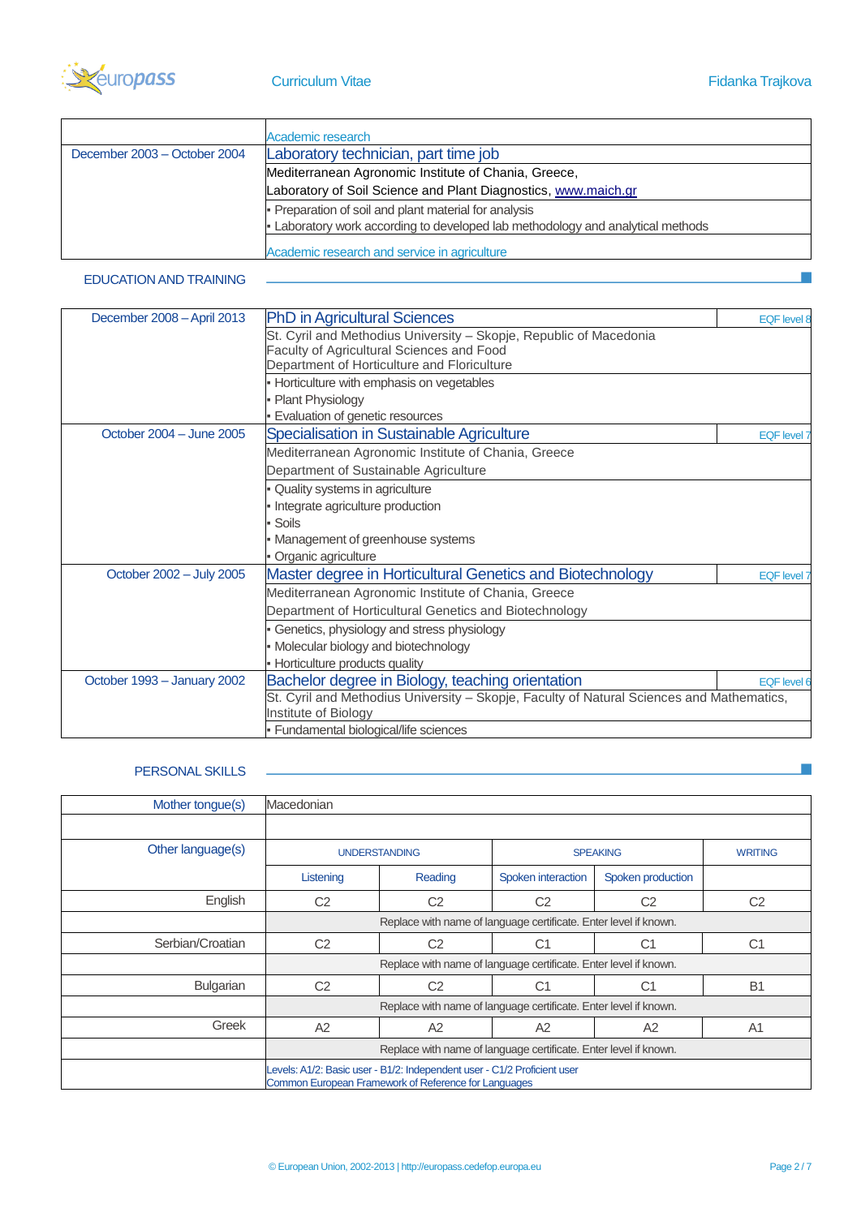Academic research

**December 2003 – October 2004**

### Laboratory technician, part time job

Mediterranean Agronomic Institute of Chania, Greece,
Laboratory of Soil Science and Plant Diagnostics, www.maich.gr

- Preparation of soil and plant material for analysis
- Laboratory work according to developed lab methodology and analytical methods

Academic research and service in agriculture

## EDUCATION AND TRAINING

**December 2008 – April 2013**

### PhD in Agricultural Sciences

EQF level 8

St. Cyril and Methodius University – Skopje, Republic of Macedonia
Faculty of Agricultural Sciences and Food
Department of Horticulture and Floriculture

- Horticulture with emphasis on vegetables
- Plant Physiology
- Evaluation of genetic resources

**October 2004 – June 2005**

### Specialisation in Sustainable Agriculture

EQF level 7

Mediterranean Agronomic Institute of Chania, Greece
Department of Sustainable Agriculture

- Quality systems in agriculture
- Integrate agriculture production
- Soils
- Management of greenhouse systems
- Organic agriculture

**October 2002 – July 2005**

### Master degree in Horticultural Genetics and Biotechnology

EQF level 7

Mediterranean Agronomic Institute of Chania, Greece
Department of Horticultural Genetics and Biotechnology

- Genetics, physiology and stress physiology
- Molecular biology and biotechnology
- Horticulture products quality

**October 1993 – January 2002**

### Bachelor degree in Biology, teaching orientation

EQF level 6

St. Cyril and Methodius University – Skopje, Faculty of Natural Sciences and Mathematics, Institute of Biology

- Fundamental biological/life sciences

## PERSONAL SKILLS

**Mother tongue(s):** Macedonian

**Other language(s)**

| | UNDERSTANDING | | SPEAKING | | WRITING |
|---|---|---|---|---|---|
| | Listening | Reading | Spoken interaction | Spoken production | |
| English | C2 | C2 | C2 | C2 | C2 |
| | Replace with name of language certificate. Enter level if known. | | | | |
| Serbian/Croatian | C2 | C2 | C1 | C1 | C1 |
| | Replace with name of language certificate. Enter level if known. | | | | |
| Bulgarian | C2 | C2 | C1 | C1 | B1 |
| | Replace with name of language certificate. Enter level if known. | | | | |
| Greek | A2 | A2 | A2 | A2 | A1 |
| | Replace with name of language certificate. Enter level if known. | | | | |

Levels: A1/2: Basic user - B1/2: Independent user - C1/2 Proficient user
Common European Framework of Reference for Languages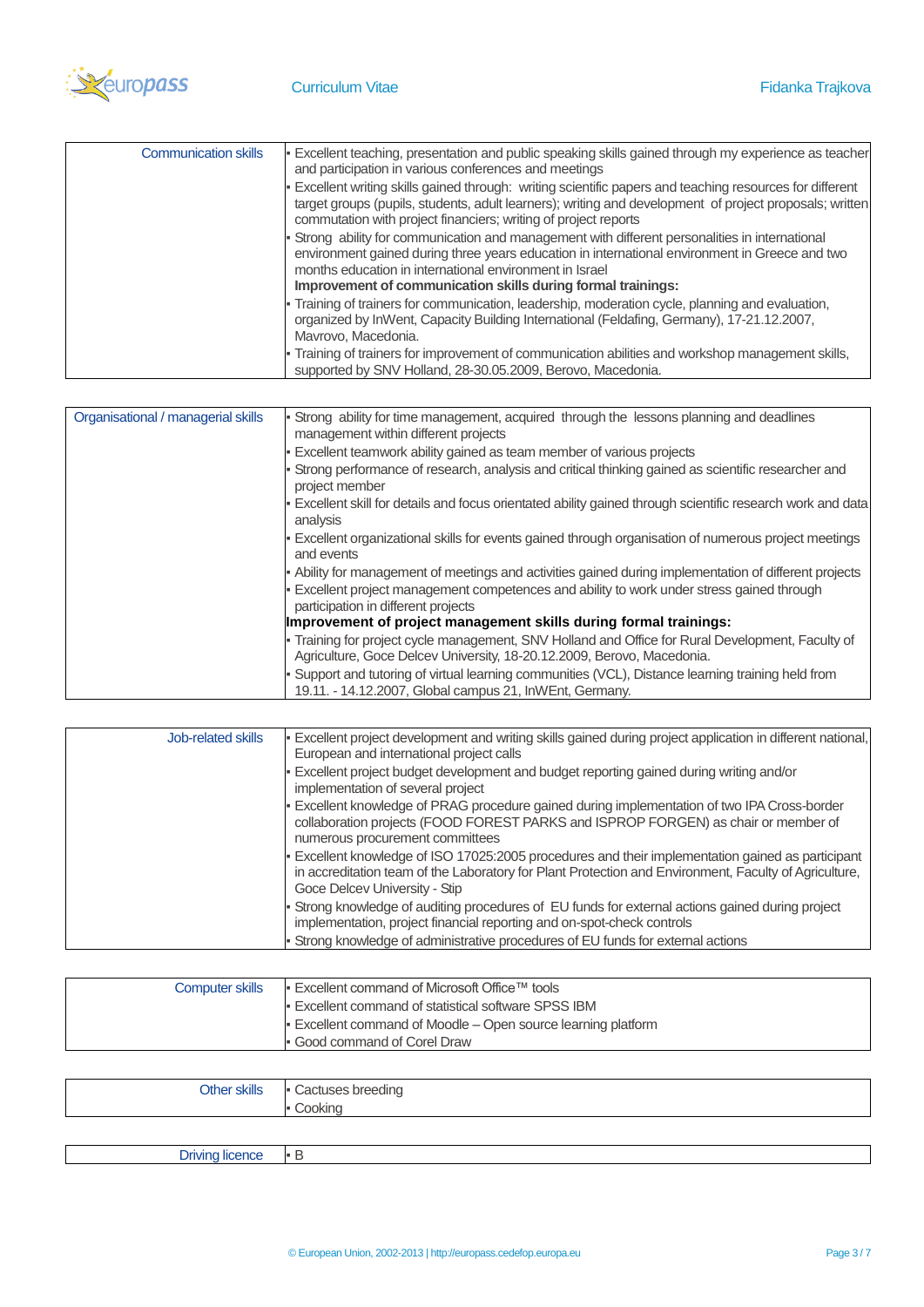| Communication skills | • Excellent teaching, presentation and public speaking skills gained through my experience as teacher and participation in various conferences and meetings<br>• Excellent writing skills gained through: writing scientific papers and teaching resources for different target groups (pupils, students, adult learners); writing and development of project proposals; written commutation with project financiers; writing of project reports<br>• Strong ability for communication and management with different personalities in international environment gained during three years education in international environment in Greece and two months education in international environment in Israel<br>**Improvement of communication skills during formal trainings:**<br>• Training of trainers for communication, leadership, moderation cycle, planning and evaluation, organized by InWent, Capacity Building International (Feldafing, Germany), 17-21.12.2007, Mavrovo, Macedonia.<br>• Training of trainers for improvement of communication abilities and workshop management skills, supported by SNV Holland, 28-30.05.2009, Berovo, Macedonia. |
|---|---|

| Organisational / managerial skills | • Strong ability for time management, acquired through the lessons planning and deadlines management within different projects<br>• Excellent teamwork ability gained as team member of various projects<br>• Strong performance of research, analysis and critical thinking gained as scientific researcher and project member<br>• Excellent skill for details and focus orientated ability gained through scientific research work and data analysis<br>• Excellent organizational skills for events gained through organisation of numerous project meetings and events<br>• Ability for management of meetings and activities gained during implementation of different projects<br>• Excellent project management competences and ability to work under stress gained through participation in different projects<br>**Improvement of project management skills during formal trainings:**<br>• Training for project cycle management, SNV Holland and Office for Rural Development, Faculty of Agriculture, Goce Delcev University, 18-20.12.2009, Berovo, Macedonia.<br>• Support and tutoring of virtual learning communities (VCL), Distance learning training held from 19.11. - 14.12.2007, Global campus 21, InWEnt, Germany. |
|---|---|

| Job-related skills | • Excellent project development and writing skills gained during project application in different national, European and international project calls<br>• Excellent project budget development and budget reporting gained during writing and/or implementation of several project<br>• Excellent knowledge of PRAG procedure gained during implementation of two IPA Cross-border collaboration projects (FOOD FOREST PARKS and ISPROP FORGEN) as chair or member of numerous procurement committees<br>• Excellent knowledge of ISO 17025:2005 procedures and their implementation gained as participant in accreditation team of the Laboratory for Plant Protection and Environment, Faculty of Agriculture, Goce Delcev University - Stip<br>• Strong knowledge of auditing procedures of EU funds for external actions gained during project implementation, project financial reporting and on-spot-check controls<br>• Strong knowledge of administrative procedures of EU funds for external actions |
|---|---|

| Computer skills | • Excellent command of Microsoft Office™ tools<br>• Excellent command of statistical software SPSS IBM<br>• Excellent command of Moodle – Open source learning platform<br>• Good command of Corel Draw |
|---|---|

| Other skills | • Cactuses breeding<br>• Cooking |
|---|---|

| Driving licence | • B |
|---|---|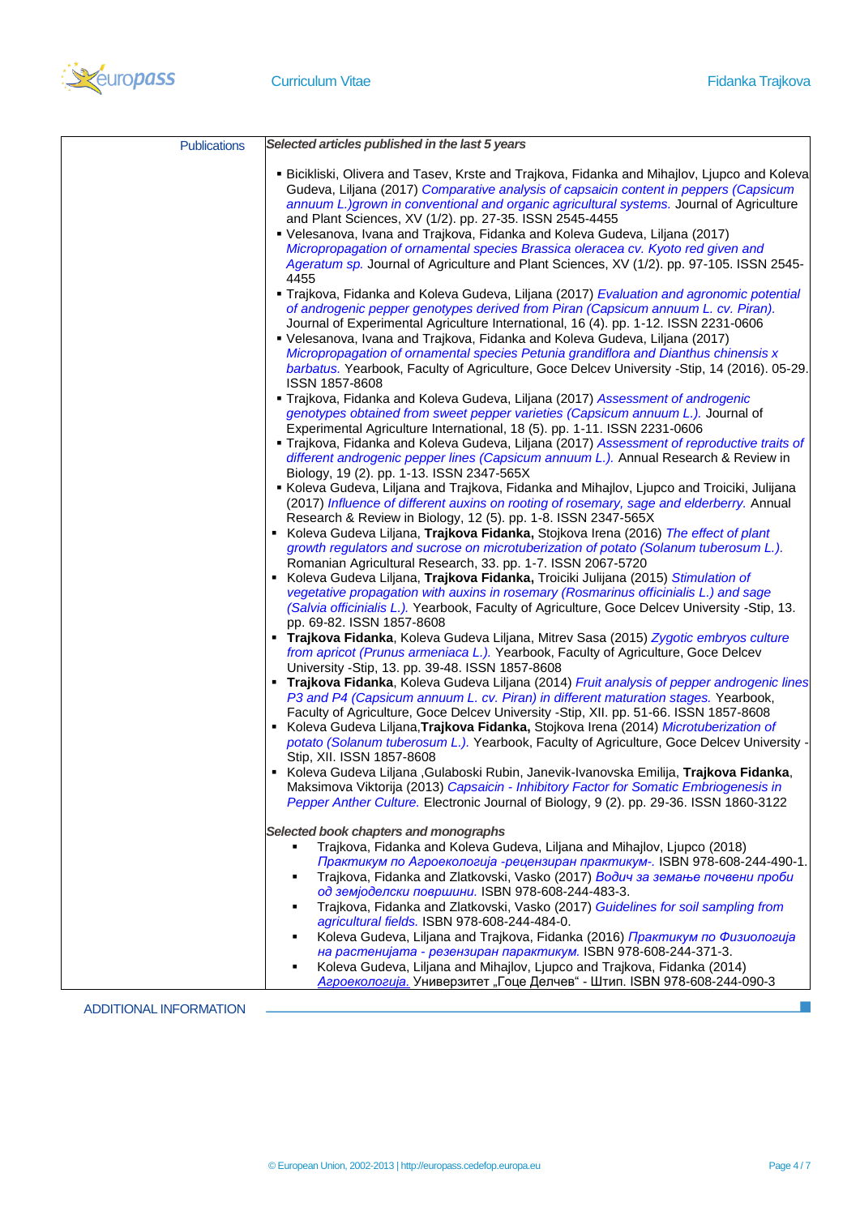## Publications

***Selected articles published in the last 5 years***

- Bicikliski, Olivera and Tasev, Krste and Trajkova, Fidanka and Mihajlov, Ljupco and Koleva Gudeva, Liljana (2017) *Comparative analysis of capsaicin content in peppers (Capsicum annuum L.)grown in conventional and organic agricultural systems.* Journal of Agriculture and Plant Sciences, XV (1/2). pp. 27-35. ISSN 2545-4455
- Velesanova, Ivana and Trajkova, Fidanka and Koleva Gudeva, Liljana (2017) *Micropropagation of ornamental species Brassica oleracea cv. Kyoto red given and Ageratum sp.* Journal of Agriculture and Plant Sciences, XV (1/2). pp. 97-105. ISSN 2545-4455
- Trajkova, Fidanka and Koleva Gudeva, Liljana (2017) *Evaluation and agronomic potential of androgenic pepper genotypes derived from Piran (Capsicum annuum L. cv. Piran).* Journal of Experimental Agriculture International, 16 (4). pp. 1-12. ISSN 2231-0606
- Velesanova, Ivana and Trajkova, Fidanka and Koleva Gudeva, Liljana (2017) *Micropropagation of ornamental species Petunia grandiflora and Dianthus chinensis x barbatus.* Yearbook, Faculty of Agriculture, Goce Delcev University -Stip, 14 (2016). 05-29. ISSN 1857-8608
- Trajkova, Fidanka and Koleva Gudeva, Liljana (2017) *Assessment of androgenic genotypes obtained from sweet pepper varieties (Capsicum annuum L.).* Journal of Experimental Agriculture International, 18 (5). pp. 1-11. ISSN 2231-0606
- Trajkova, Fidanka and Koleva Gudeva, Liljana (2017) *Assessment of reproductive traits of different androgenic pepper lines (Capsicum annuum L.).* Annual Research & Review in Biology, 19 (2). pp. 1-13. ISSN 2347-565X
- Koleva Gudeva, Liljana and Trajkova, Fidanka and Mihajlov, Ljupco and Troiciki, Julijana (2017) *Influence of different auxins on rooting of rosemary, sage and elderberry.* Annual Research & Review in Biology, 12 (5). pp. 1-8. ISSN 2347-565X
- Koleva Gudeva Liljana, **Trajkova Fidanka,** Stojkova Irena (2016) *The effect of plant growth regulators and sucrose on microtuberization of potato (Solanum tuberosum L.).* Romanian Agricultural Research, 33. pp. 1-7. ISSN 2067-5720
- Koleva Gudeva Liljana, **Trajkova Fidanka,** Troiciki Julijana (2015) *Stimulation of vegetative propagation with auxins in rosemary (Rosmarinus officinalis L.) and sage (Salvia officinialis L.).* Yearbook, Faculty of Agriculture, Goce Delcev University -Stip, 13. pp. 69-82. ISSN 1857-8608
- **Trajkova Fidanka**, Koleva Gudeva Liljana, Mitrev Sasa (2015) *Zygotic embryos culture from apricot (Prunus armeniaca L.).* Yearbook, Faculty of Agriculture, Goce Delcev University -Stip, 13. pp. 39-48. ISSN 1857-8608
- **Trajkova Fidanka**, Koleva Gudeva Liljana (2014) *Fruit analysis of pepper androgenic lines P3 and P4 (Capsicum annuum L. cv. Piran) in different maturation stages.* Yearbook, Faculty of Agriculture, Goce Delcev University -Stip, XII. pp. 51-66. ISSN 1857-8608
- Koleva Gudeva Liljana,**Trajkova Fidanka,** Stojkova Irena (2014) *Microtuberization of potato (Solanum tuberosum L.).* Yearbook, Faculty of Agriculture, Goce Delcev University -Stip, XII. ISSN 1857-8608
- Koleva Gudeva Liljana ,Gulaboski Rubin, Janevik-Ivanovska Emilija, **Trajkova Fidanka**, Maksimova Viktorija (2013) *Capsaicin - Inhibitory Factor for Somatic Embriogenesis in Pepper Anther Culture.* Electronic Journal of Biology, 9 (2). pp. 29-36. ISSN 1860-3122

***Selected book chapters and monographs***

- Trajkova, Fidanka and Koleva Gudeva, Liljana and Mihajlov, Ljupco (2018) *Практикум по Агроекологија -рецензиран практикум-.* ISBN 978-608-244-490-1.
- Trajkova, Fidanka and Zlatkovski, Vasko (2017) *Водич за земање почвени проби од земјоделски површини.* ISBN 978-608-244-483-3.
- Trajkova, Fidanka and Zlatkovski, Vasko (2017) *Guidelines for soil sampling from agricultural fields.* ISBN 978-608-244-484-0.
- Koleva Gudeva, Liljana and Trajkova, Fidanka (2016) *Практикум по Физиологија на растенијата - резензиран паракитикум.* ISBN 978-608-244-371-3.
- Koleva Gudeva, Liljana and Mihajlov, Ljupco and Trajkova, Fidanka (2014) *Агроекологија.* Универзитет „Гоце Делчев" - Штип. ISBN 978-608-244-090-3

## ADDITIONAL INFORMATION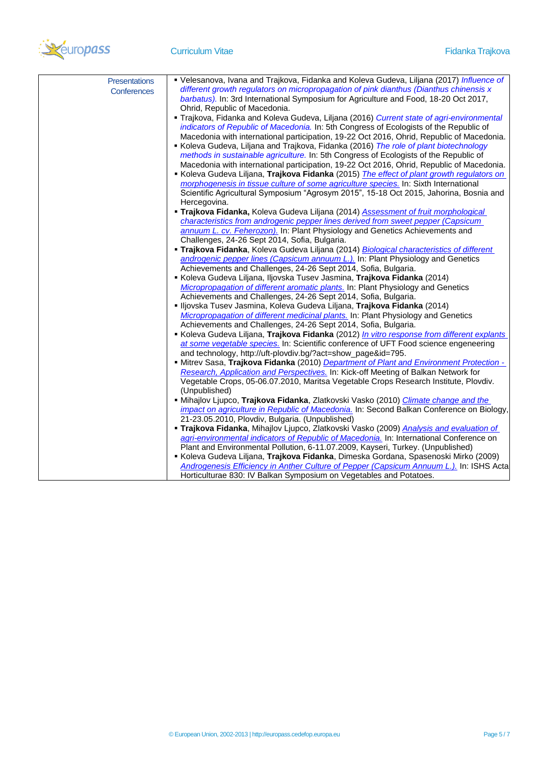**Presentations Conferences**

- Velesanova, Ivana and Trajkova, Fidanka and Koleva Gudeva, Liljana (2017) *Influence of different growth regulators on micropropagation of pink dianthus (Dianthus chinensis x barbatus).* In: 3rd International Symposium for Agriculture and Food, 18-20 Oct 2017, Ohrid, Republic of Macedonia.
- Trajkova, Fidanka and Koleva Gudeva, Liljana (2016) *Current state of agri-environmental indicators of Republic of Macedonia.* In: 5th Congress of Ecologists of the Republic of Macedonia with international participation, 19-22 Oct 2016, Ohrid, Republic of Macedonia.
- Koleva Gudeva, Liljana and Trajkova, Fidanka (2016) *The role of plant biotechnology methods in sustainable agriculture.* In: 5th Congress of Ecologists of the Republic of Macedonia with international participation, 19-22 Oct 2016, Ohrid, Republic of Macedonia.
- Koleva Gudeva Liljana, **Trajkova Fidanka** (2015) *The effect of plant growth regulators on morphogenesis in tissue culture of some agriculture species.* In: Sixth International Scientific Agricultural Symposium "Agrosym 2015", 15-18 Oct 2015, Jahorina, Bosnia and Hercegovina.
- **Trajkova Fidanka,** Koleva Gudeva Liljana (2014) *Assessment of fruit morphological characteristics from androgenic pepper lines derived from sweet pepper (Capsicum annuum L. cv. Feherozon).* In: Plant Physiology and Genetics Achievements and Challenges, 24-26 Sept 2014, Sofia, Bulgaria.
- **Trajkova Fidanka**, Koleva Gudeva Liljana (2014) *Biological characteristics of different androgenic pepper lines (Capsicum annuum L.).* In: Plant Physiology and Genetics Achievements and Challenges, 24-26 Sept 2014, Sofia, Bulgaria.
- Koleva Gudeva Liljana, Iljovska Tusev Jasmina, **Trajkova Fidanka** (2014) *Micropropagation of different aromatic plants.* In: Plant Physiology and Genetics Achievements and Challenges, 24-26 Sept 2014, Sofia, Bulgaria.
- Iljovska Tusev Jasmina, Koleva Gudeva Liljana, **Trajkova Fidanka** (2014) *Micropropagation of different medicinal plants.* In: Plant Physiology and Genetics Achievements and Challenges, 24-26 Sept 2014, Sofia, Bulgaria.
- Koleva Gudeva Liljana, **Trajkova Fidanka** (2012) *In vitro response from different explants at some vegetable species.* In: Scientific conference of UFT Food science engeneering and technology, http://uft-plovdiv.bg/?act=show_page&id=795.
- Mitrev Sasa, **Trajkova Fidanka** (2010) *Department of Plant and Environment Protection - Research, Application and Perspectives.* In: Kick-off Meeting of Balkan Network for Vegetable Crops, 05-06.07.2010, Maritsa Vegetable Crops Research Institute, Plovdiv. (Unpublished)
- Mihajlov Ljupco, **Trajkova Fidanka**, Zlatkovski Vasko (2010) *Climate change and the impact on agriculture in Republic of Macedonia.* In: Second Balkan Conference on Biology, 21-23.05.2010, Plovdiv, Bulgaria. (Unpublished)
- **Trajkova Fidanka**, Mihajlov Ljupco, Zlatkovski Vasko (2009) *Analysis and evaluation of agri-environmental indicators of Republic of Macedonia.* In: International Conference on Plant and Environmental Pollution, 6-11.07.2009, Kayseri, Turkey. (Unpublished)
- Koleva Gudeva Liljana, **Trajkova Fidanka**, Dimeska Gordana, Spasenoski Mirko (2009) *Androgenesis Efficiency in Anther Culture of Pepper (Capsicum Annuum L.).* In: ISHS Acta Horticulturae 830: IV Balkan Symposium on Vegetables and Potatoes.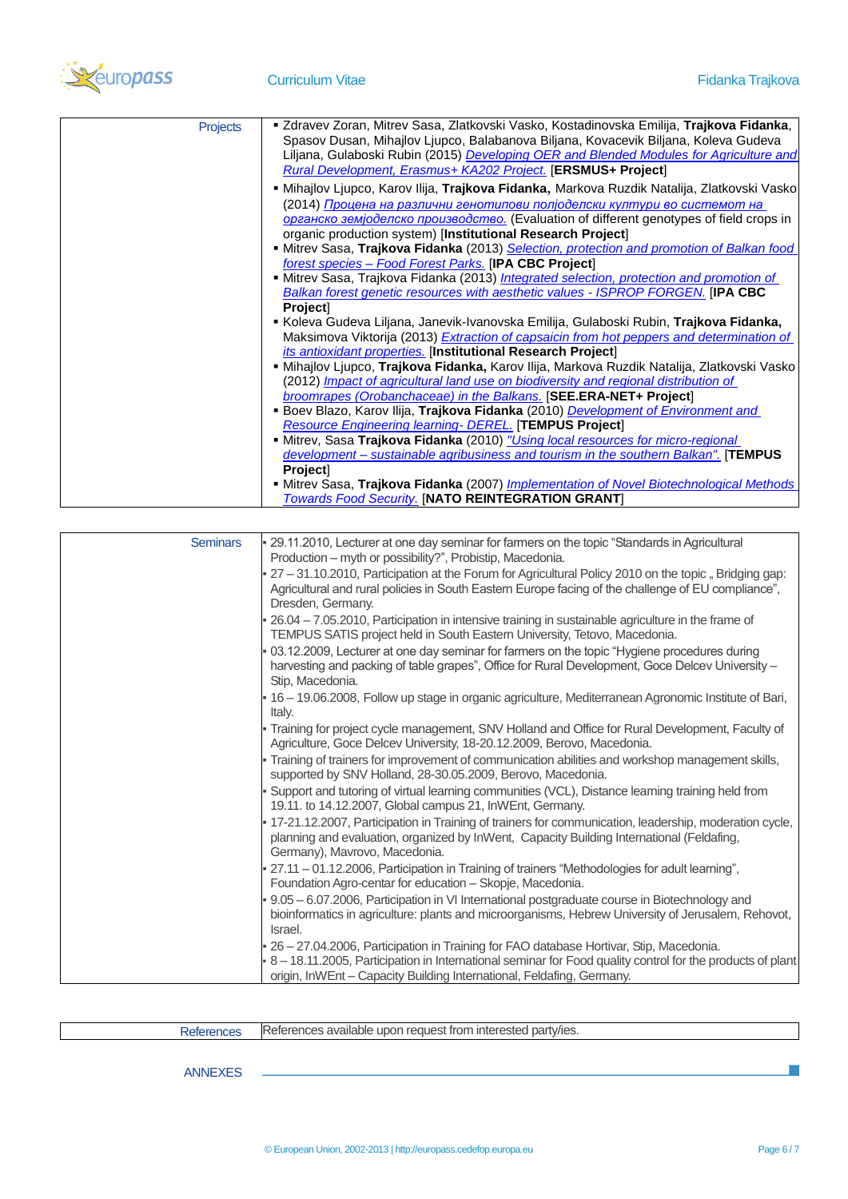## Projects

- Zdravev Zoran, Mitrev Sasa, Zlatkovski Vasko, Kostadinovska Emilija, **Trajkova Fidanka**, Spasov Dusan, Mihajlov Ljupco, Balabanova Biljana, Kovacevik Biljana, Koleva Gudeva Liljana, Gulaboski Rubin (2015) *Developing OER and Blended Modules for Agriculture and Rural Development, Erasmus+ KA202 Project.* [**ERSMUS+ Project**]
- Mihajlov Ljupco, Karov Ilija, **Trajkova Fidanka,** Markova Ruzdik Natalija, Zlatkovski Vasko (2014) *Процена на различни генотипови полјоделски култури во системот на органско земјоделско производство.* (Evaluation of different genotypes of field crops in organic production system) [**Institutional Research Project**]
- Mitrev Sasa, **Trajkova Fidanka** (2013) *Selection, protection and promotion of Balkan food forest species – Food Forest Parks.* [**IPA CBC Project**]
- Mitrev Sasa, Trajkova Fidanka (2013) *Integrated selection, protection and promotion of Balkan forest genetic resources with aesthetic values - ISPROP FORGEN.* [**IPA CBC Project**]
- Koleva Gudeva Liljana, Janevik-Ivanovska Emilija, Gulaboski Rubin, **Trajkova Fidanka,** Maksimova Viktorija (2013) *Extraction of capsaicin from hot peppers and determination of its antioxidant properties.* [**Institutional Research Project**]
- Mihajlov Ljupco, **Trajkova Fidanka,** Karov Ilija, Markova Ruzdik Natalija, Zlatkovski Vasko (2012) *Impact of agricultural land use on biodiversity and regional distribution of broomrapes (Orobanchaceae) in the Balkans.* [**SEE.ERA-NET+ Project**]
- Boev Blazo, Karov Ilija, **Trajkova Fidanka** (2010) *Development of Environment and Resource Engineering learning- DEREL.* [**TEMPUS Project**]
- Mitrev, Sasa **Trajkova Fidanka** (2010) *"Using local resources for micro-regional development – sustainable agribusiness and tourism in the southern Balkan".* [**TEMPUS Project**]
- Mitrev Sasa, **Trajkova Fidanka** (2007) *Implementation of Novel Biotechnological Methods Towards Food Security.* [**NATO REINTEGRATION GRANT**]

## Seminars

- 29.11.2010, Lecturer at one day seminar for farmers on the topic "Standards in Agricultural Production – myth or possibility?", Probistip, Macedonia.
- 27 – 31.10.2010, Participation at the Forum for Agricultural Policy 2010 on the topic „ Bridging gap: Agricultural and rural policies in South Eastern Europe facing of the challenge of EU compliance", Dresden, Germany.
- 26.04 – 7.05.2010, Participation in intensive training in sustainable agriculture in the frame of TEMPUS SATIS project held in South Eastern University, Tetovo, Macedonia.
- 03.12.2009, Lecturer at one day seminar for farmers on the topic "Hygiene procedures during harvesting and packing of table grapes", Office for Rural Development, Goce Delcev University – Stip, Macedonia.
- 16 – 19.06.2008, Follow up stage in organic agriculture, Mediterranean Agronomic Institute of Bari, Italy.
- Training for project cycle management, SNV Holland and Office for Rural Development, Faculty of Agriculture, Goce Delcev University, 18-20.12.2009, Berovo, Macedonia.
- Training of trainers for improvement of communication abilities and workshop management skills, supported by SNV Holland, 28-30.05.2009, Berovo, Macedonia.
- Support and tutoring of virtual learning communities (VCL), Distance learning training held from 19.11. to 14.12.2007, Global campus 21, InWEnt, Germany.
- 17-21.12.2007, Participation in Training of trainers for communication, leadership, moderation cycle, planning and evaluation, organized by InWent, Capacity Building International (Feldafing, Germany), Mavrovo, Macedonia.
- 27.11 – 01.12.2006, Participation in Training of trainers "Methodologies for adult learning", Foundation Agro-centar for education – Skopje, Macedonia.
- 9.05 – 6.07.2006, Participation in VI International postgraduate course in Biotechnology and bioinformatics in agriculture: plants and microorganisms, Hebrew University of Jerusalem, Rehovot, Israel.
- 26 – 27.04.2006, Participation in Training for FAO database Hortivar, Stip, Macedonia.
- 8 – 18.11.2005, Participation in International seminar for Food quality control for the products of plant origin, InWEnt – Capacity Building International, Feldafing, Germany.

## References

References available upon request from interested party/ies.

## ANNEXES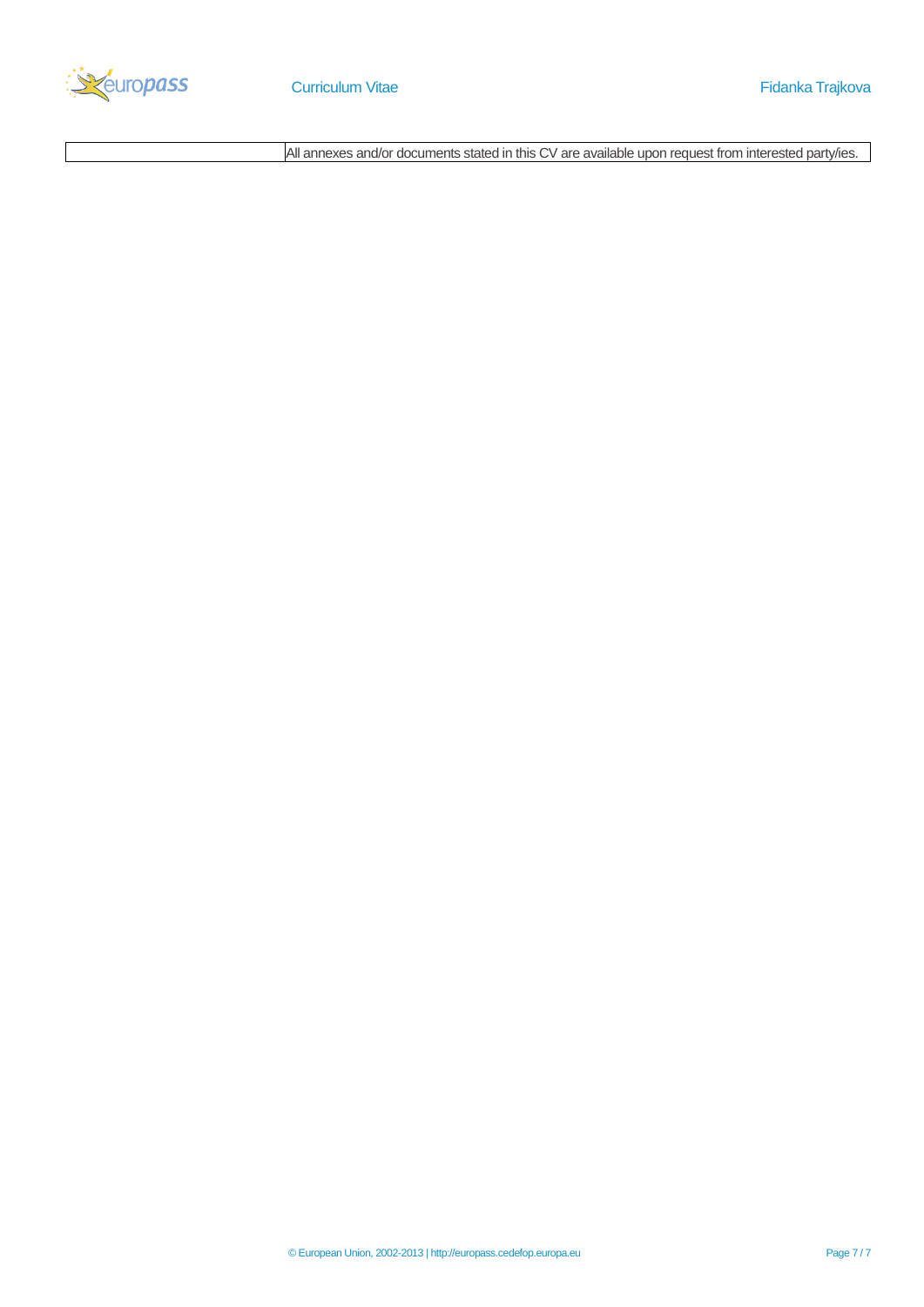| | |
|---|---|
| | All annexes and/or documents stated in this CV are available upon request from interested party/ies. |